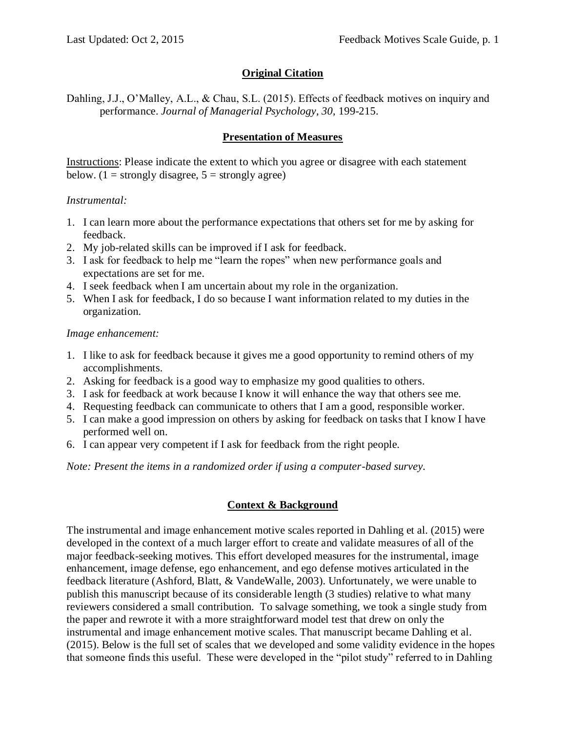## Original Citation

Dahling, J.J., O'Malley, A.L., & Chau, S.L. (2015). Effects of feedback motives on inquiry and performance. *Journal of Managerial Psychology, 30*, 199-215.

## Presentation of Measures

Instructions: Please indicate the extent to which you agree or disagree with each statement below. (1 = strongly disagree, 5 = strongly agree)

*Instrumental:*

1. I can learn more about the performance expectations that others set for me by asking for feedback.
2. My job-related skills can be improved if I ask for feedback.
3. I ask for feedback to help me "learn the ropes" when new performance goals and expectations are set for me.
4. I seek feedback when I am uncertain about my role in the organization.
5. When I ask for feedback, I do so because I want information related to my duties in the organization.

*Image enhancement:*

1. I like to ask for feedback because it gives me a good opportunity to remind others of my accomplishments.
2. Asking for feedback is a good way to emphasize my good qualities to others.
3. I ask for feedback at work because I know it will enhance the way that others see me.
4. Requesting feedback can communicate to others that I am a good, responsible worker.
5. I can make a good impression on others by asking for feedback on tasks that I know I have performed well on.
6. I can appear very competent if I ask for feedback from the right people.

*Note: Present the items in a randomized order if using a computer-based survey.*

## Context & Background

The instrumental and image enhancement motive scales reported in Dahling et al. (2015) were developed in the context of a much larger effort to create and validate measures of all of the major feedback-seeking motives. This effort developed measures for the instrumental, image enhancement, image defense, ego enhancement, and ego defense motives articulated in the feedback literature (Ashford, Blatt, & VandeWalle, 2003). Unfortunately, we were unable to publish this manuscript because of its considerable length (3 studies) relative to what many reviewers considered a small contribution. To salvage something, we took a single study from the paper and rewrote it with a more straightforward model test that drew on only the instrumental and image enhancement motive scales. That manuscript became Dahling et al. (2015). Below is the full set of scales that we developed and some validity evidence in the hopes that someone finds this useful. These were developed in the "pilot study" referred to in Dahling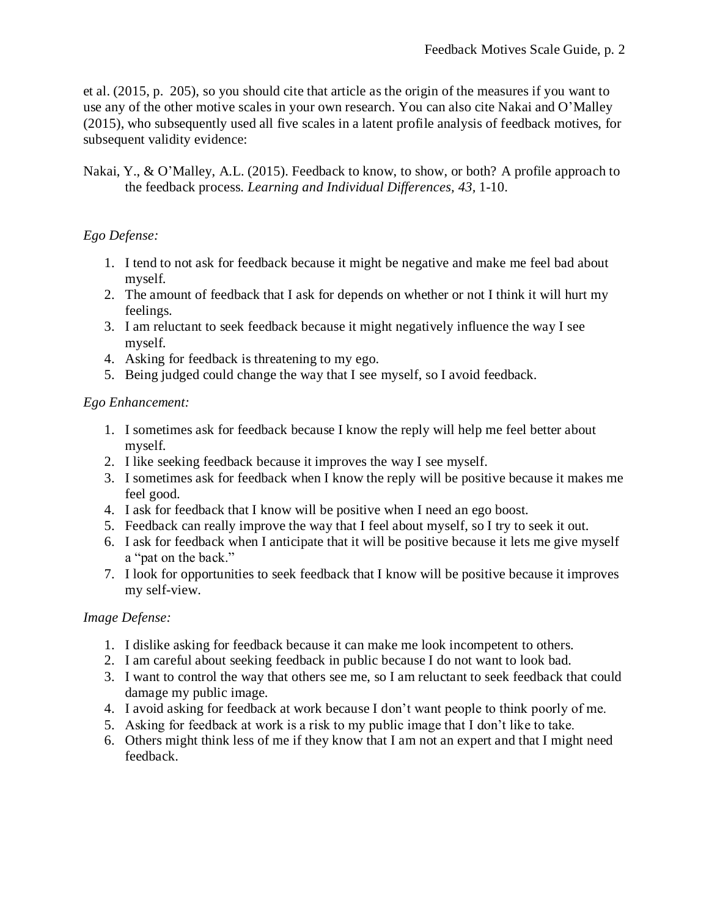et al. (2015, p.  205), so you should cite that article as the origin of the measures if you want to use any of the other motive scales in your own research. You can also cite Nakai and O'Malley (2015), who subsequently used all five scales in a latent profile analysis of feedback motives, for subsequent validity evidence:

Nakai, Y., & O'Malley, A.L. (2015). Feedback to know, to show, or both? A profile approach to the feedback process. *Learning and Individual Differences, 43,* 1-10.

*Ego Defense:*

1. I tend to not ask for feedback because it might be negative and make me feel bad about myself.
2. The amount of feedback that I ask for depends on whether or not I think it will hurt my feelings.
3. I am reluctant to seek feedback because it might negatively influence the way I see myself.
4. Asking for feedback is threatening to my ego.
5. Being judged could change the way that I see myself, so I avoid feedback.

*Ego Enhancement:*

1. I sometimes ask for feedback because I know the reply will help me feel better about myself.
2. I like seeking feedback because it improves the way I see myself.
3. I sometimes ask for feedback when I know the reply will be positive because it makes me feel good.
4. I ask for feedback that I know will be positive when I need an ego boost.
5. Feedback can really improve the way that I feel about myself, so I try to seek it out.
6. I ask for feedback when I anticipate that it will be positive because it lets me give myself a "pat on the back."
7. I look for opportunities to seek feedback that I know will be positive because it improves my self-view.

*Image Defense:*

1. I dislike asking for feedback because it can make me look incompetent to others.
2. I am careful about seeking feedback in public because I do not want to look bad.
3. I want to control the way that others see me, so I am reluctant to seek feedback that could damage my public image.
4. I avoid asking for feedback at work because I don't want people to think poorly of me.
5. Asking for feedback at work is a risk to my public image that I don't like to take.
6. Others might think less of me if they know that I am not an expert and that I might need feedback.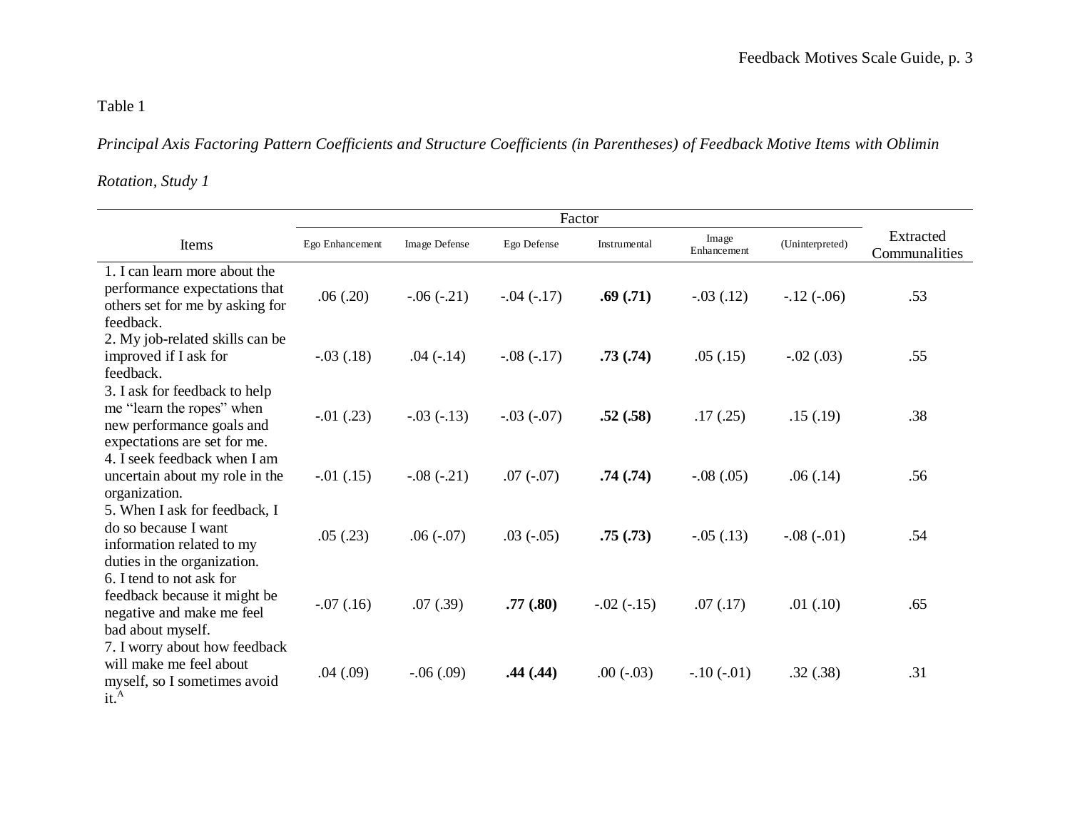Table 1

*Principal Axis Factoring Pattern Coefficients and Structure Coefficients (in Parentheses) of Feedback Motive Items with Oblimin Rotation, Study 1*

| Items | Factor | | | | | | Extracted Communalities |
|---|---|---|---|---|---|---|---|
| | Ego Enhancement | Image Defense | Ego Defense | Instrumental | Image Enhancement | (Uninterpreted) | |
| 1. I can learn more about the performance expectations that others set for me by asking for feedback. | .06 (.20) | -.06 (-.21) | -.04 (-.17) | **.69 (.71)** | -.03 (.12) | -.12 (-.06) | .53 |
| 2. My job-related skills can be improved if I ask for feedback. | -.03 (.18) | .04 (-.14) | -.08 (-.17) | **.73 (.74)** | .05 (.15) | -.02 (.03) | .55 |
| 3. I ask for feedback to help me "learn the ropes" when new performance goals and expectations are set for me. | -.01 (.23) | -.03 (-.13) | -.03 (-.07) | **.52 (.58)** | .17 (.25) | .15 (.19) | .38 |
| 4. I seek feedback when I am uncertain about my role in the organization. | -.01 (.15) | -.08 (-.21) | .07 (-.07) | **.74 (.74)** | -.08 (.05) | .06 (.14) | .56 |
| 5. When I ask for feedback, I do so because I want information related to my duties in the organization. | .05 (.23) | .06 (-.07) | .03 (-.05) | **.75 (.73)** | -.05 (.13) | -.08 (-.01) | .54 |
| 6. I tend to not ask for feedback because it might be negative and make me feel bad about myself. | -.07 (.16) | .07 (.39) | **.77 (.80)** | -.02 (-.15) | .07 (.17) | .01 (.10) | .65 |
| 7. I worry about how feedback will make me feel about myself, so I sometimes avoid it.[A] | .04 (.09) | -.06 (.09) | **.44 (.44)** | .00 (-.03) | -.10 (-.01) | .32 (.38) | .31 |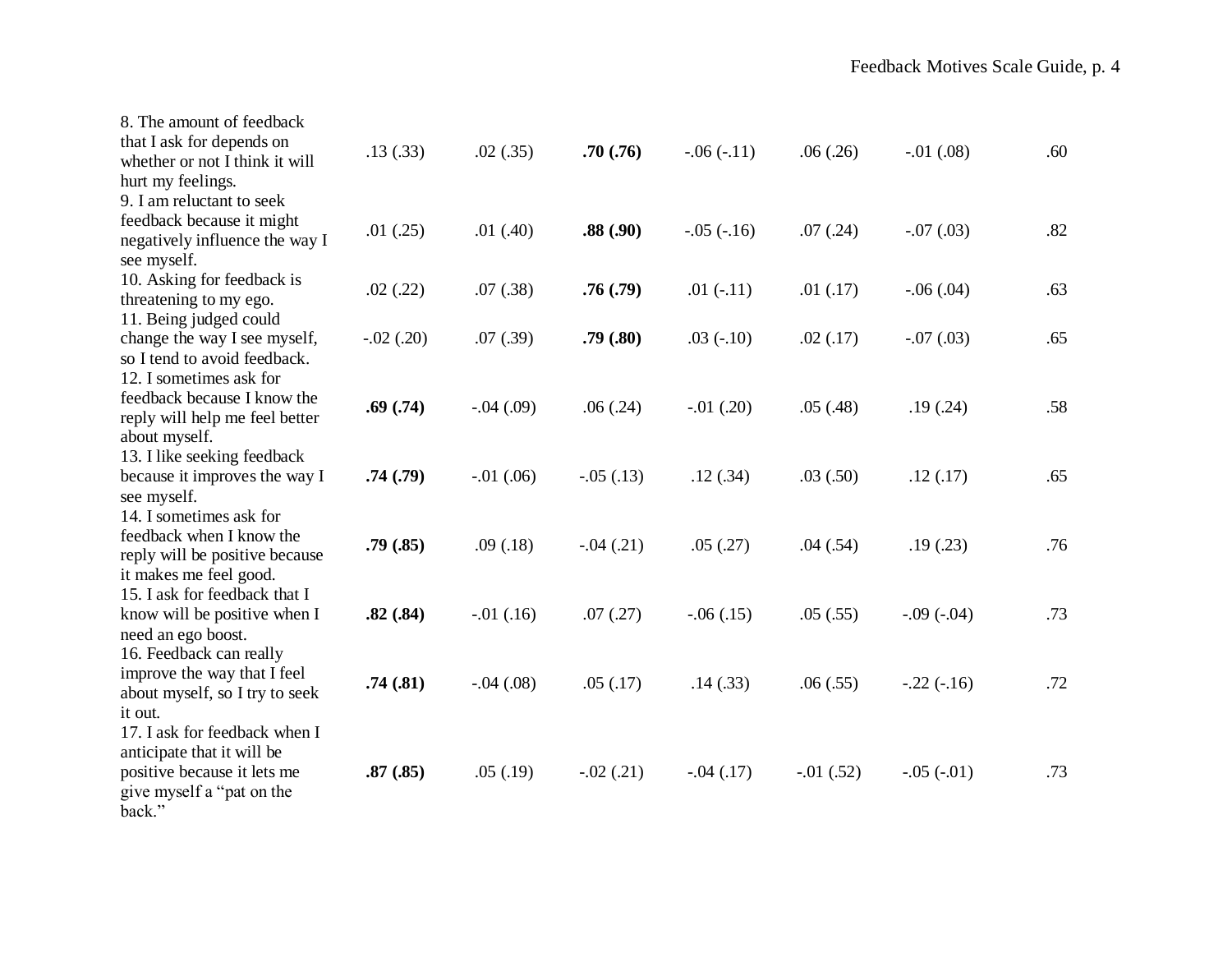| | | | | | | | |
|---|---|---|---|---|---|---|---|
| 8. The amount of feedback that I ask for depends on whether or not I think it will hurt my feelings. | .13 (.33) | .02 (.35) | **.70 (.76)** | -.06 (-.11) | .06 (.26) | -.01 (.08) | .60 |
| 9. I am reluctant to seek feedback because it might negatively influence the way I see myself. | .01 (.25) | .01 (.40) | **.88 (.90)** | -.05 (-.16) | .07 (.24) | -.07 (.03) | .82 |
| 10. Asking for feedback is threatening to my ego. | .02 (.22) | .07 (.38) | **.76 (.79)** | .01 (-.11) | .01 (.17) | -.06 (.04) | .63 |
| 11. Being judged could change the way I see myself, so I tend to avoid feedback. | -.02 (.20) | .07 (.39) | **.79 (.80)** | .03 (-.10) | .02 (.17) | -.07 (.03) | .65 |
| 12. I sometimes ask for feedback because I know the reply will help me feel better about myself. | **.69 (.74)** | -.04 (.09) | .06 (.24) | -.01 (.20) | .05 (.48) | .19 (.24) | .58 |
| 13. I like seeking feedback because it improves the way I see myself. | **.74 (.79)** | -.01 (.06) | -.05 (.13) | .12 (.34) | .03 (.50) | .12 (.17) | .65 |
| 14. I sometimes ask for feedback when I know the reply will be positive because it makes me feel good. | **.79 (.85)** | .09 (.18) | -.04 (.21) | .05 (.27) | .04 (.54) | .19 (.23) | .76 |
| 15. I ask for feedback that I know will be positive when I need an ego boost. | **.82 (.84)** | -.01 (.16) | .07 (.27) | -.06 (.15) | .05 (.55) | -.09 (-.04) | .73 |
| 16. Feedback can really improve the way that I feel about myself, so I try to seek it out. | **.74 (.81)** | -.04 (.08) | .05 (.17) | .14 (.33) | .06 (.55) | -.22 (-.16) | .72 |
| 17. I ask for feedback when I anticipate that it will be positive because it lets me give myself a "pat on the back." | **.87 (.85)** | .05 (.19) | -.02 (.21) | -.04 (.17) | -.01 (.52) | -.05 (-.01) | .73 |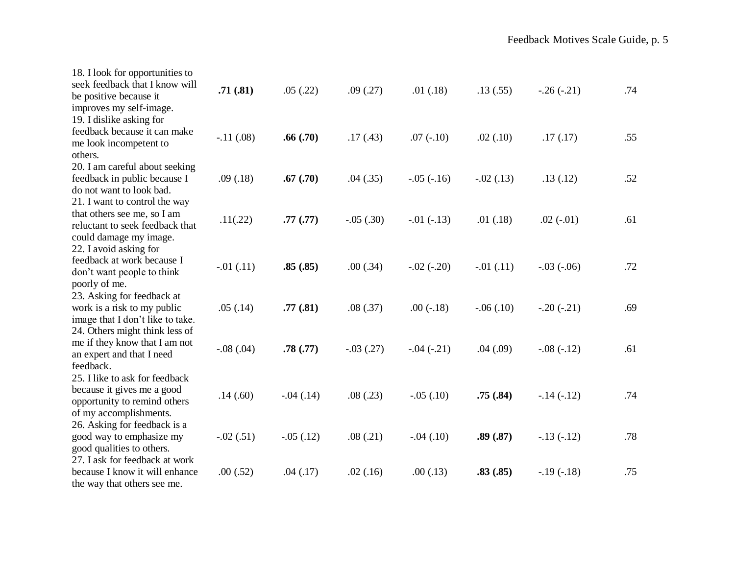| | | | | | | | |
|---|---|---|---|---|---|---|---|
| 18. I look for opportunities to seek feedback that I know will be positive because it improves my self-image. | **.71 (.81)** | .05 (.22) | .09 (.27) | .01 (.18) | .13 (.55) | -.26 (-.21) | .74 |
| 19. I dislike asking for feedback because it can make me look incompetent to others. | -.11 (.08) | **.66 (.70)** | .17 (.43) | .07 (-.10) | .02 (.10) | .17 (.17) | .55 |
| 20. I am careful about seeking feedback in public because I do not want to look bad. | .09 (.18) | **.67 (.70)** | .04 (.35) | -.05 (-.16) | -.02 (.13) | .13 (.12) | .52 |
| 21. I want to control the way that others see me, so I am reluctant to seek feedback that could damage my image. | .11(.22) | **.77 (.77)** | -.05 (.30) | -.01 (-.13) | .01 (.18) | .02 (-.01) | .61 |
| 22. I avoid asking for feedback at work because I don't want people to think poorly of me. | -.01 (.11) | **.85 (.85)** | .00 (.34) | -.02 (-.20) | -.01 (.11) | -.03 (-.06) | .72 |
| 23. Asking for feedback at work is a risk to my public image that I don't like to take. | .05 (.14) | **.77 (.81)** | .08 (.37) | .00 (-.18) | -.06 (.10) | -.20 (-.21) | .69 |
| 24. Others might think less of me if they know that I am not an expert and that I need feedback. | -.08 (.04) | **.78 (.77)** | -.03 (.27) | -.04 (-.21) | .04 (.09) | -.08 (-.12) | .61 |
| 25. I like to ask for feedback because it gives me a good opportunity to remind others of my accomplishments. | .14 (.60) | -.04 (.14) | .08 (.23) | -.05 (.10) | **.75 (.84)** | -.14 (-.12) | .74 |
| 26. Asking for feedback is a good way to emphasize my good qualities to others. | -.02 (.51) | -.05 (.12) | .08 (.21) | -.04 (.10) | **.89 (.87)** | -.13 (-.12) | .78 |
| 27. I ask for feedback at work because I know it will enhance the way that others see me. | .00 (.52) | .04 (.17) | .02 (.16) | .00 (.13) | **.83 (.85)** | -.19 (-.18) | .75 |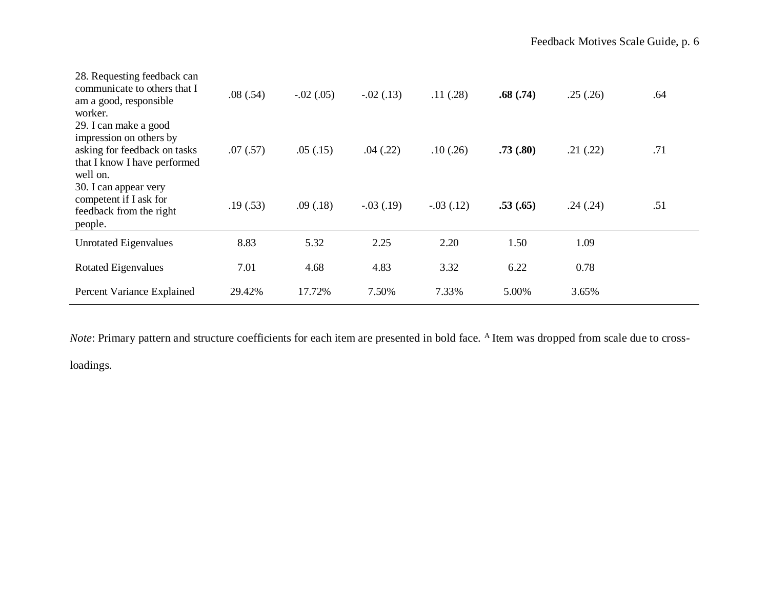| | | | | | | | |
|---|---|---|---|---|---|---|---|
| 28. Requesting feedback can communicate to others that I am a good, responsible worker. | .08 (.54) | -.02 (.05) | -.02 (.13) | .11 (.28) | **.68 (.74)** | .25 (.26) | .64 |
| 29. I can make a good impression on others by asking for feedback on tasks that I know I have performed well on. | .07 (.57) | .05 (.15) | .04 (.22) | .10 (.26) | **.73 (.80)** | .21 (.22) | .71 |
| 30. I can appear very competent if I ask for feedback from the right people. | .19 (.53) | .09 (.18) | -.03 (.19) | -.03 (.12) | **.53 (.65)** | .24 (.24) | .51 |
| Unrotated Eigenvalues | 8.83 | 5.32 | 2.25 | 2.20 | 1.50 | 1.09 | |
| Rotated Eigenvalues | 7.01 | 4.68 | 4.83 | 3.32 | 6.22 | 0.78 | |
| Percent Variance Explained | 29.42% | 17.72% | 7.50% | 7.33% | 5.00% | 3.65% | |

*Note*: Primary pattern and structure coefficients for each item are presented in bold face. [A] Item was dropped from scale due to cross-loadings.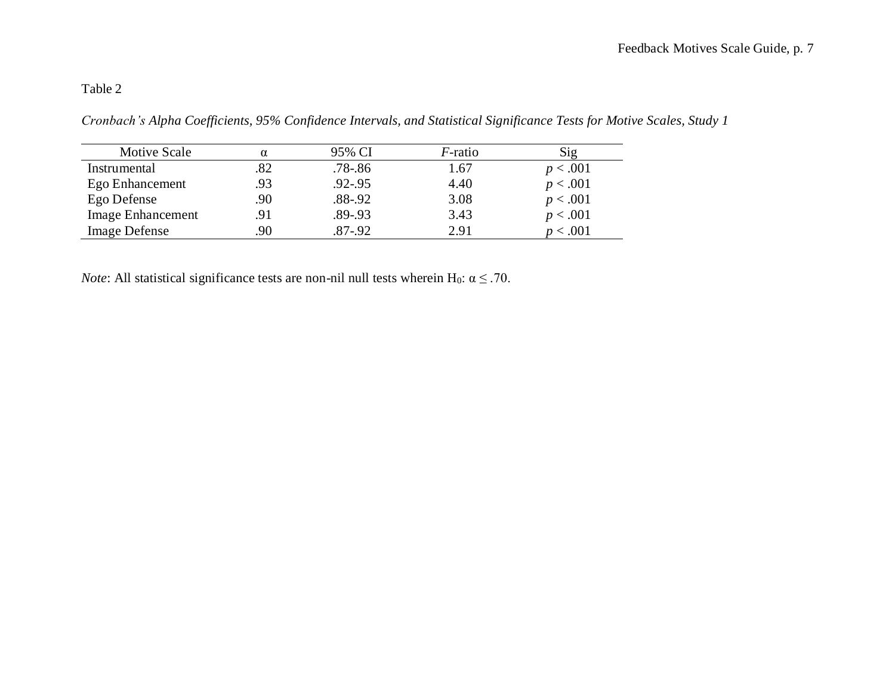Table 2

*Cronbach's Alpha Coefficients, 95% Confidence Intervals, and Statistical Significance Tests for Motive Scales, Study 1*

| Motive Scale | α | 95% CI | *F*-ratio | Sig |
|---|---|---|---|---|
| Instrumental | .82 | .78-.86 | 1.67 | $p < .001$ |
| Ego Enhancement | .93 | .92-.95 | 4.40 | $p < .001$ |
| Ego Defense | .90 | .88-.92 | 3.08 | $p < .001$ |
| Image Enhancement | .91 | .89-.93 | 3.43 | $p < .001$ |
| Image Defense | .90 | .87-.92 | 2.91 | $p < .001$ |

*Note*: All statistical significance tests are non-nil null tests wherein $H_0$: $\alpha \leq .70$.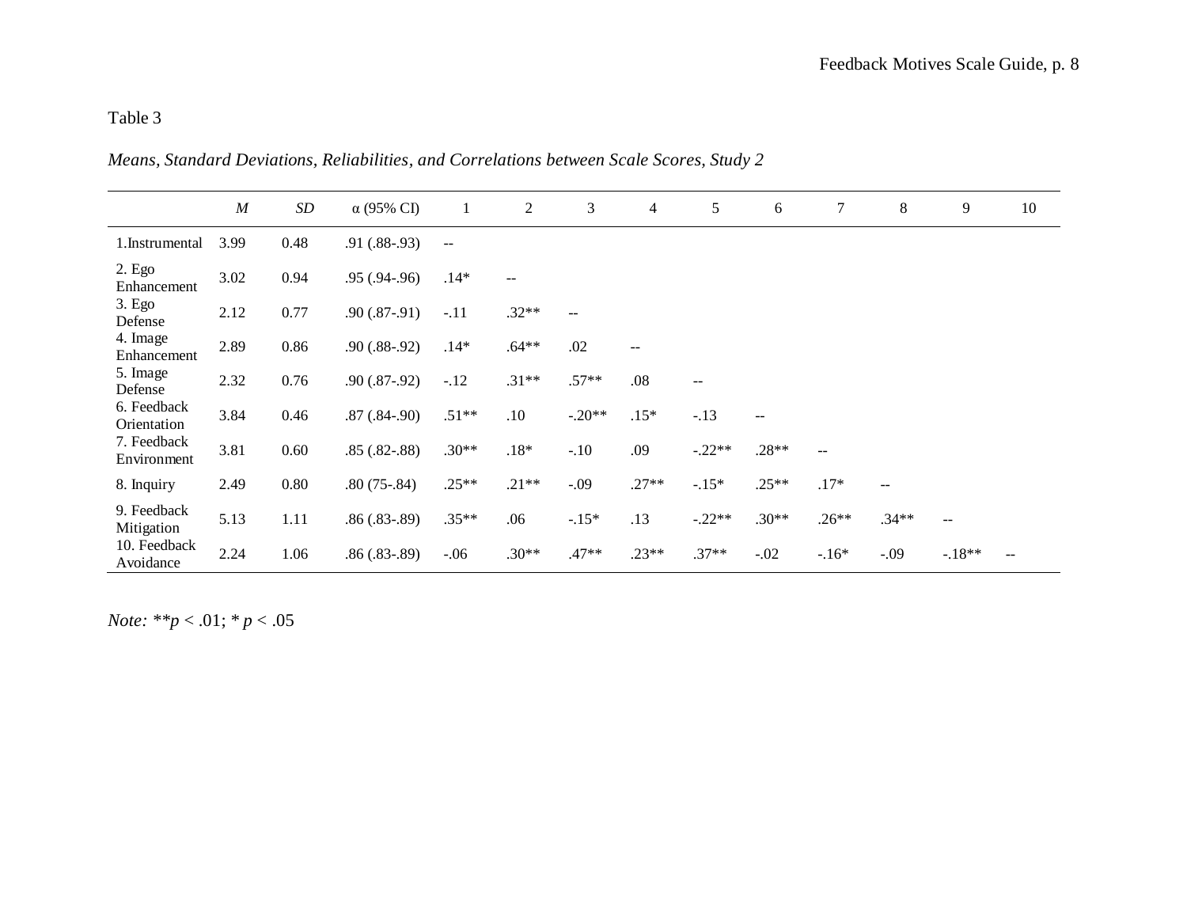Table 3

*Means, Standard Deviations, Reliabilities, and Correlations between Scale Scores, Study 2*

| | *M* | *SD* | α (95% CI) | 1 | 2 | 3 | 4 | 5 | 6 | 7 | 8 | 9 | 10 |
|---|---|---|---|---|---|---|---|---|---|---|---|---|---|
| 1.Instrumental | 3.99 | 0.48 | .91 (.88-.93) | -- | | | | | | | | | |
| 2. Ego Enhancement | 3.02 | 0.94 | .95 (.94-.96) | .14* | -- | | | | | | | | |
| 3. Ego Defense | 2.12 | 0.77 | .90 (.87-.91) | -.11 | .32** | -- | | | | | | | |
| 4. Image Enhancement | 2.89 | 0.86 | .90 (.88-.92) | .14* | .64** | .02 | -- | | | | | | |
| 5. Image Defense | 2.32 | 0.76 | .90 (.87-.92) | -.12 | .31** | .57** | .08 | -- | | | | | |
| 6. Feedback Orientation | 3.84 | 0.46 | .87 (.84-.90) | .51** | .10 | -.20** | .15* | -.13 | -- | | | | |
| 7. Feedback Environment | 3.81 | 0.60 | .85 (.82-.88) | .30** | .18* | -.10 | .09 | -.22** | .28** | -- | | | |
| 8. Inquiry | 2.49 | 0.80 | .80 (75-.84) | .25** | .21** | -.09 | .27** | -.15* | .25** | .17* | -- | | |
| 9. Feedback Mitigation | 5.13 | 1.11 | .86 (.83-.89) | .35** | .06 | -.15* | .13 | -.22** | .30** | .26** | .34** | -- | |
| 10. Feedback Avoidance | 2.24 | 1.06 | .86 (.83-.89) | -.06 | .30** | .47** | .23** | .37** | -.02 | -.16* | -.09 | -.18** | -- |

*Note:* ***p* < .01; * *p* < .05